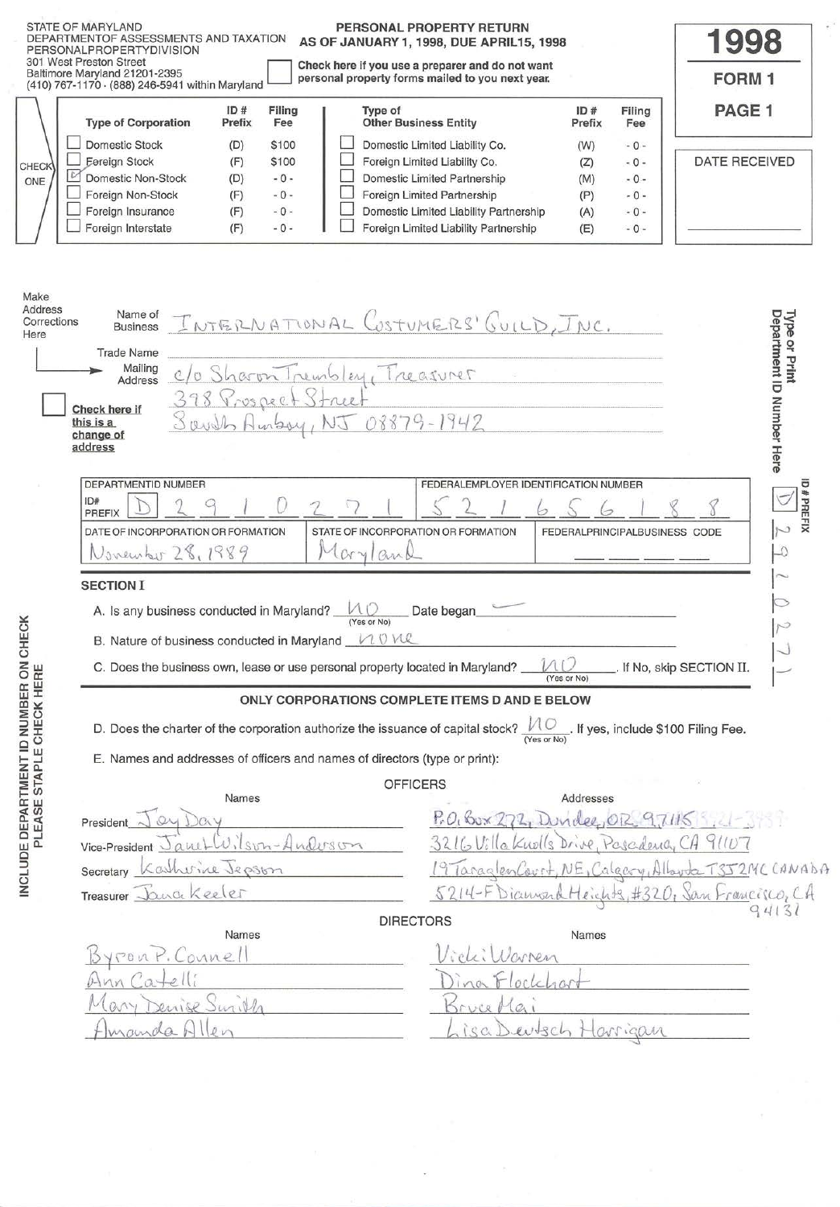STATE OF MARYLAND
DEPARTMENT OF ASSESSMENTS AND TAXATION
PERSONAL PROPERTY DIVISION
301 West Preston Street
Baltimore Maryland 21201-2395
(410) 767-1170 · (888) 246-5941 within Maryland

# PERSONAL PROPERTY RETURN
## AS OF JANUARY 1, 1998, DUE APRIL 15, 1998

☐ Check here if you use a preparer and do not want personal property forms mailed to you next year.

**1998**
**FORM 1**
**PAGE 1**

DATE RECEIVED

CHECK ONE

| | Type of Corporation | ID # Prefix | Filing Fee | | Type of Other Business Entity | ID # Prefix | Filing Fee |
|---|---|---|---|---|---|---|---|
| ☐ | Domestic Stock | (D) | $100 | ☐ | Domestic Limited Liability Co. | (W) | - 0 - |
| ☐ | Foreign Stock | (F) | $100 | ☐ | Foreign Limited Liability Co. | (Z) | - 0 - |
| ☑ | Domestic Non-Stock | (D) | - 0 - | ☐ | Domestic Limited Partnership | (M) | - 0 - |
| ☐ | Foreign Non-Stock | (F) | - 0 - | ☐ | Foreign Limited Partnership | (P) | - 0 - |
| ☐ | Foreign Insurance | (F) | - 0 - | ☐ | Domestic Limited Liability Partnership | (A) | - 0 - |
| ☐ | Foreign Interstate | (F) | - 0 - | ☐ | Foreign Limited Liability Partnership | (E) | - 0 - |

Make Address Corrections Here

Name of Business: INTERNATIONAL COSTUMERS' GUILD, INC.

Trade Name:

Mailing Address: c/o Sharon Trembley, Treasurer
398 Prospect Street
South Amboy, NJ 08879-1942

☐ Check here if this is a change of address

Type or Print Department ID Number Here

ID # PREFIX: D 2 9 1 0 2 7 1

| DEPARTMENT ID NUMBER | FEDERAL EMPLOYER IDENTIFICATION NUMBER |
|---|---|
| ID# PREFIX: D 2 9 1 0 2 7 1 | 5 2 1 6 5 6 1 8 8 |

| DATE OF INCORPORATION OR FORMATION | STATE OF INCORPORATION OR FORMATION | FEDERAL PRINCIPAL BUSINESS CODE |
|---|---|---|
| November 28, 1989 | Maryland | |

### SECTION I

A. Is any business conducted in Maryland? no (Yes or No) Date began —

B. Nature of business conducted in Maryland none

C. Does the business own, lease or use personal property located in Maryland? no (Yes or No). If No, skip SECTION II.

**ONLY CORPORATIONS COMPLETE ITEMS D AND E BELOW**

D. Does the charter of the corporation authorize the issuance of capital stock? no (Yes or No). If yes, include $100 Filing Fee.

E. Names and addresses of officers and names of directors (type or print):

INCLUDE DEPARTMENT ID NUMBER ON CHECK
PLEASE STAPLE CHECK HERE

**OFFICERS**

| | Names | Addresses |
|---|---|---|
| President | Joy Day | P.O. Box 272, Dundee, OR 97115 |
| Vice-President | Janet Wilson-Anderson | 3216 Villa Knolls Drive, Pasadena, CA 91107 |
| Secretary | Katherine Jepson | 19 Taraglen Court, NE, Calgary, Alberta T3J 2M6 CANADA |
| Treasurer | Jana Keeler | 5214-F Diamond Heights, #320, San Francisco, CA 94131 |

**DIRECTORS**

| Names | Names |
|---|---|
| Byron P. Connell | Vicki Warren |
| Ann Catelli | Dina Flockhart |
| Mary Denise Smith | Bruce Mai |
| Amanda Allen | Lisa Deutsch Harrigan |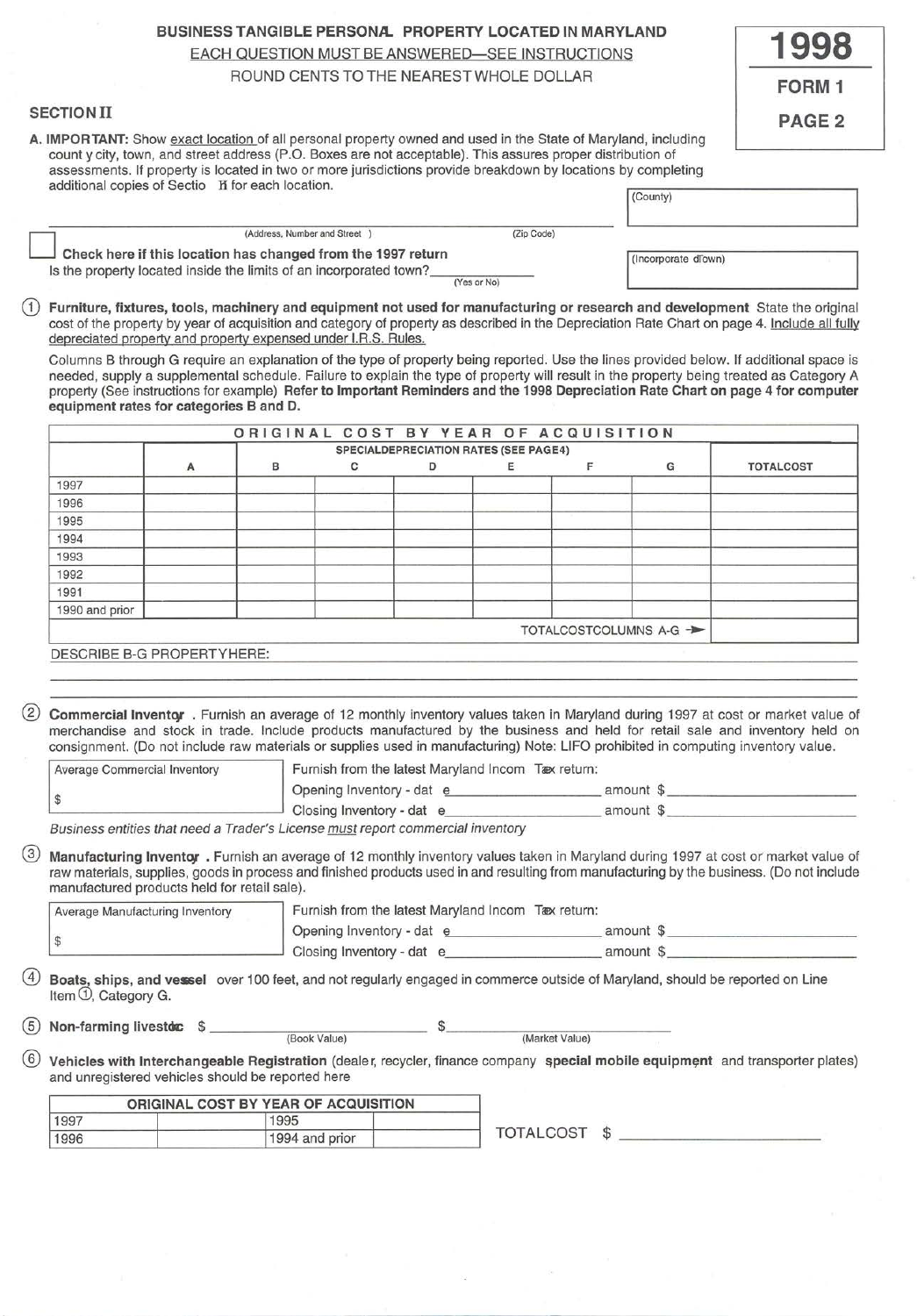# BUSINESS TANGIBLE PERSONAL PROPERTY LOCATED IN MARYLAND

EACH QUESTION MUST BE ANSWERED—SEE INSTRUCTIONS

ROUND CENTS TO THE NEAREST WHOLE DOLLAR

**1998**
**FORM 1**
**PAGE 2**

## SECTION II

**A. IMPORTANT:** Show exact location of all personal property owned and used in the State of Maryland, including county city, town, and street address (P.O. Boxes are not acceptable). This assures proper distribution of assessments. If property is located in two or more jurisdictions provide breakdown by locations by completing additional copies of Section II for each location.

(County)

______________________________________________
(Address, Number and Street) (Zip Code)

(Incorporated Town)

☐ **Check here if this location has changed from the 1997 return**

Is the property located inside the limits of an incorporated town? ________ (Yes or No)

① **Furniture, fixtures, tools, machinery and equipment not used for manufacturing or research and development** State the original cost of the property by year of acquisition and category of property as described in the Depreciation Rate Chart on page 4. Include all fully depreciated property and property expensed under I.R.S. Rules.

Columns B through G require an explanation of the type of property being reported. Use the lines provided below. If additional space is needed, supply a supplemental schedule. Failure to explain the type of property will result in the property being treated as Category A property (See instructions for example) **Refer to Important Reminders and the 1998 Depreciation Rate Chart on page 4 for computer equipment rates for categories B and D.**

| ORIGINAL COST BY YEAR OF ACQUISITION | | | | | | | | |
|---|---|---|---|---|---|---|---|---|
| | | SPECIAL DEPRECIATION RATES (SEE PAGE 4) | | | | | | |
| | A | B | C | D | E | F | G | TOTAL COST |
| 1997 | | | | | | | | |
| 1996 | | | | | | | | |
| 1995 | | | | | | | | |
| 1994 | | | | | | | | |
| 1993 | | | | | | | | |
| 1992 | | | | | | | | |
| 1991 | | | | | | | | |
| 1990 and prior | | | | | | | | |
| | | | | | | | TOTAL COST COLUMNS A-G → | |

DESCRIBE B-G PROPERTY HERE:

______________________________________________

______________________________________________

② **Commercial Inventory**. Furnish an average of 12 monthly inventory values taken in Maryland during 1997 at cost or market value of merchandise and stock in trade. Include products manufactured by the business and held for retail sale and inventory held on consignment. (Do not include raw materials or supplies used in manufacturing) Note: LIFO prohibited in computing inventory value.

Average Commercial Inventory
$

Furnish from the latest Maryland Income Tax return:

Opening Inventory - date ____________ amount $____________

Closing Inventory - date ____________ amount $____________

*Business entities that need a Trader's License must report commercial inventory*

③ **Manufacturing Inventory**. Furnish an average of 12 monthly inventory values taken in Maryland during 1997 at cost or market value of raw materials, supplies, goods in process and finished products used in and resulting from manufacturing by the business. (Do not include manufactured products held for retail sale).

Average Manufacturing Inventory
$

Furnish from the latest Maryland Income Tax return:

Opening Inventory - date ____________ amount $____________

Closing Inventory - date ____________ amount $____________

④ **Boats, ships, and vessel** over 100 feet, and not regularly engaged in commerce outside of Maryland, should be reported on Line Item ①, Category G.

⑤ **Non-farming livestock** $____________ (Book Value) $____________ (Market Value)

⑥ **Vehicles with Interchangeable Registration** (dealer, recycler, finance company **special mobile equipment** and transporter plates) and unregistered vehicles should be reported here

| ORIGINAL COST BY YEAR OF ACQUISITION | | | |
|---|---|---|---|
| 1997 | | 1995 | |
| 1996 | | 1994 and prior | |

TOTAL COST $ ____________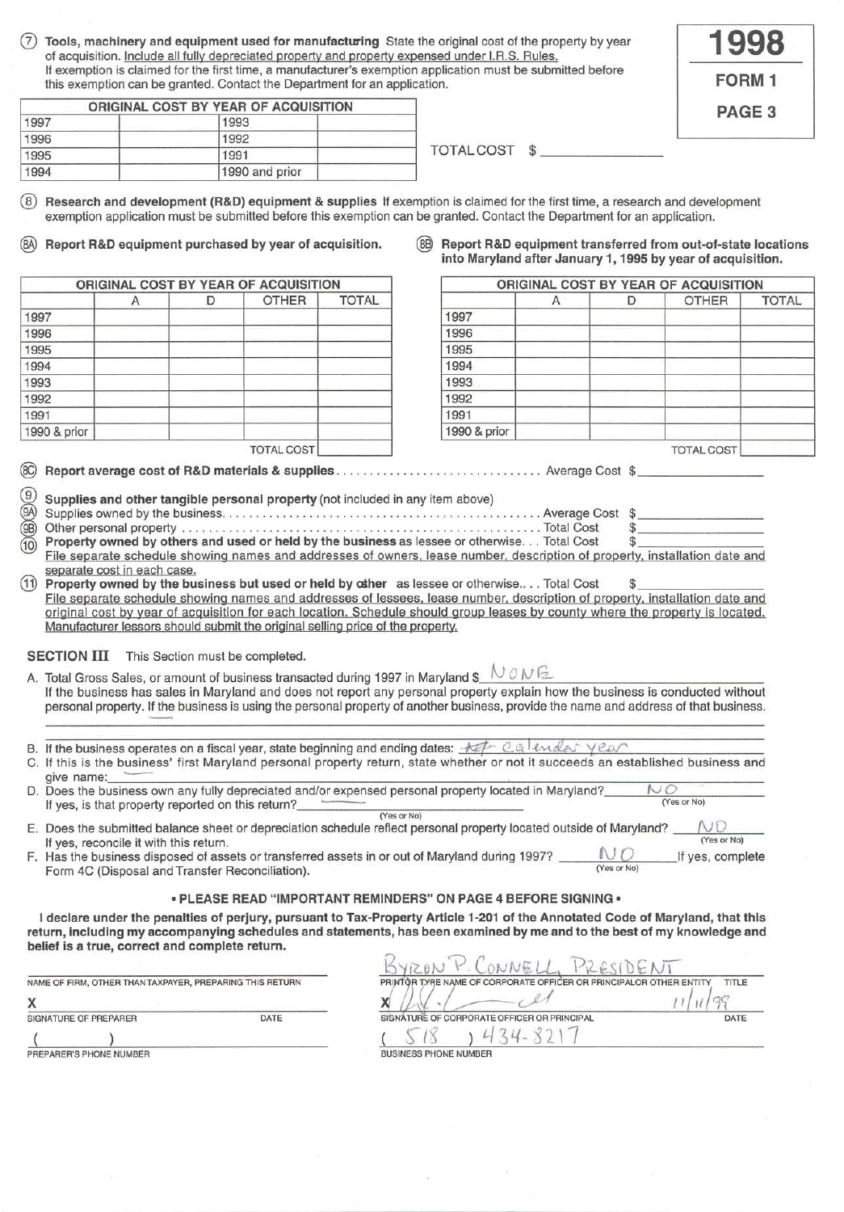**1998**

**FORM 1**

**PAGE 3**

⑦ **Tools, machinery and equipment used for manufacturing** State the original cost of the property by year of acquisition. Include all fully depreciated property and property expensed under I.R.S. Rules. If exemption is claimed for the first time, a manufacturer's exemption application must be submitted before this exemption can be granted. Contact the Department for an application.

| ORIGINAL COST BY YEAR OF ACQUISITION | | | |
|---|---|---|---|
| 1997 | | 1993 | |
| 1996 | | 1992 | |
| 1995 | | 1991 | |
| 1994 | | 1990 and prior | |

TOTAL COST $ ______________

⑧ **Research and development (R&D) equipment & supplies** If exemption is claimed for the first time, a research and development exemption application must be submitted before this exemption can be granted. Contact the Department for an application.

⑧A **Report R&D equipment purchased by year of acquisition.**

| ORIGINAL COST BY YEAR OF ACQUISITION | | | | |
|---|---|---|---|---|
| | A | D | OTHER | TOTAL |
| 1997 | | | | |
| 1996 | | | | |
| 1995 | | | | |
| 1994 | | | | |
| 1993 | | | | |
| 1992 | | | | |
| 1991 | | | | |
| 1990 & prior | | | | |
| | | | TOTAL COST | |

⑧B **Report R&D equipment transferred from out-of-state locations into Maryland after January 1, 1995 by year of acquisition.**

| ORIGINAL COST BY YEAR OF ACQUISITION | | | | |
|---|---|---|---|---|
| | A | D | OTHER | TOTAL |
| 1997 | | | | |
| 1996 | | | | |
| 1995 | | | | |
| 1994 | | | | |
| 1993 | | | | |
| 1992 | | | | |
| 1991 | | | | |
| 1990 & prior | | | | |
| | | | TOTAL COST | |

⑧C **Report average cost of R&D materials & supplies**.............................. Average Cost $ ______________

⑨ **Supplies and other tangible personal property** (not included in any item above)

⑨A Supplies owned by the business............................................. Average Cost $ ______________

⑨B Other personal property ...................................................... Total Cost $ ______________

⑩ **Property owned by others and used or held by the business** as lessee or otherwise... Total Cost $ ______________
File separate schedule showing names and addresses of owners, lease number, description of property, installation date and separate cost in each case.

⑪ **Property owned by the business but used or held by other** as lessee or otherwise... Total Cost $ ______________
File separate schedule showing names and addresses of lessees, lease number, description of property, installation date and original cost by year of acquisition for each location. Schedule should group leases by county where the property is located. Manufacturer lessors should submit the original selling price of the property.

## SECTION III This Section must be completed.

A. Total Gross Sales, or amount of business transacted during 1997 in Maryland $ NONE
If the business has sales in Maryland and does not report any personal property explain how the business is conducted without personal property. If the business is using the personal property of another business, provide the name and address of that business.

B. If the business operates on a fiscal year, state beginning and ending dates: ~~Act~~ calendar year

C. If this is the business' first Maryland personal property return, state whether or not it succeeds an established business and give name: ——

D. Does the business own any fully depreciated and/or expensed personal property located in Maryland? NO (Yes or No)
If yes, is that property reported on this return? —— (Yes or No)

E. Does the submitted balance sheet or depreciation schedule reflect personal property located outside of Maryland? NO (Yes or No)
If yes, reconcile it with this return.

F. Has the business disposed of assets or transferred assets in or out of Maryland during 1997? NO (Yes or No) If yes, complete Form 4C (Disposal and Transfer Reconciliation).

**• PLEASE READ "IMPORTANT REMINDERS" ON PAGE 4 BEFORE SIGNING •**

**I declare under the penalties of perjury, pursuant to Tax-Property Article 1-201 of the Annotated Code of Maryland, that this return, including my accompanying schedules and statements, has been examined by me and to the best of my knowledge and belief is a true, correct and complete return.**

NAME OF FIRM, OTHER THAN TAXPAYER, PREPARING THIS RETURN: ______________

X ______________ SIGNATURE OF PREPARER DATE

( ) ______________ PREPARER'S PHONE NUMBER

BYRON P. CONNELL, PRESIDENT
PRINT OR TYPE NAME OF CORPORATE OFFICER OR PRINCIPAL OR OTHER ENTITY TITLE

X [signature] 11/11/99
SIGNATURE OF CORPORATE OFFICER OR PRINCIPAL DATE

( 518 ) 434-8217
BUSINESS PHONE NUMBER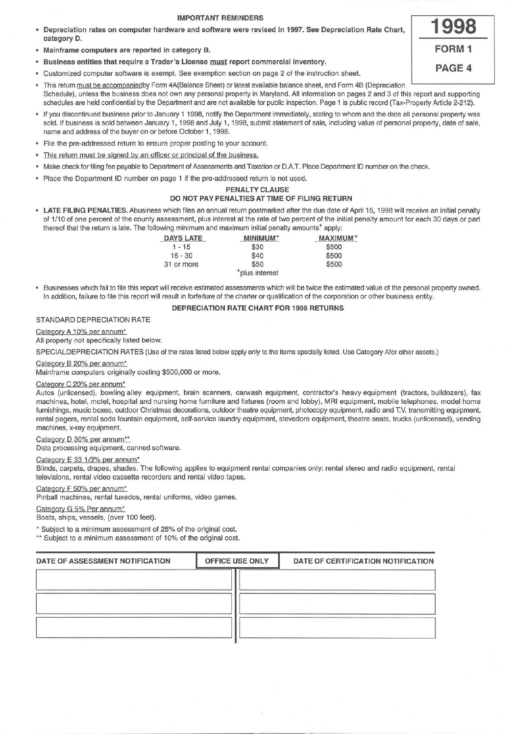**1998**

**FORM 1**

**PAGE 4**

## IMPORTANT REMINDERS

- **Depreciation rates on computer hardware and software were revised in 1997. See Depreciation Rate Chart, category D.**
- **Mainframe computers are reported in category B.**
- **Business entities that require a Trader's License must report commercial inventory.**
- Customized computer software is exempt. See exemption section on page 2 of the instruction sheet.
- This return must be accompaniedby Form 4A(Balance Sheet) or latest available balance sheet, and Form 4B (Depreciation Schedule), unless the business does not own any personal property in Maryland. All information on pages 2 and 3 of this report and supporting schedules are held confidential by the Department and are not available for public inspection. Page 1 is public record (Tax-Property Article 2-212).
- If you discontinued business prior to January 1 1998, notify the Department immediately, stating to whom and the date all personal property was sold. If business is sold between January 1, 1998 and July 1, 1998, submit statement of sale, including value of personal property, date of sale, name and address of the buyer on or before October 1, 1998.
- File the pre-addressed return to ensure proper posting to your account.
- This return must be signed by an officer or principal of the business.
- Make check for filing fee payable to Department of Assessments and Taxation or D.A.T. Place Department ID number on the check.
- Place the Department ID number on page 1 if the pre-addressed return is not used.

### PENALTY CLAUSE
### DO NOT PAY PENALTIES AT TIME OF FILING RETURN

- **LATE FILING PENALTIES.** Abusiness which files an annual return postmarked after the due date of April 15, 1998 will receive an initial penalty of 1/10 of one percent of the county assessment, plus interest at the rate of two percent of the initial penalty amount for each 30 days or part thereof that the return is late. The following minimum and maximum initial penalty amounts+ apply:

| DAYS LATE | MINIMUM+ | MAXIMUM+ |
|---|---|---|
| 1 - 15 | $30 | $500 |
| 16 - 30 | $40 | $500 |
| 31 or more | $50 | $500 |

+plus interest

- Businesses which fail to file this report will receive estimated assessments which will be twice the estimated value of the personal property owned. In addition, failure to file this report will result in forfeiture of the charter or qualification of the corporation or other business entity.

### DEPRECIATION RATE CHART FOR 1998 RETURNS

STANDARD DEPRECIATION RATE

Category A 10% per annum*
All property not specifically listed below.

SPECIALDEPRECIATION RATES (Use of the rates listed below apply only to the items specially listed. Use Category Afor other assets.)

Category B 20% per annum*
Mainframe computers originally costing $500,000 or more.

Category C 20% per annum*
Autos (unlicensed), bowling alley equipment, brain scanners, carwash equipment, contractor's heavy equipment (tractors, bulldozers), fax machines, hotel, motel, hospital and nursing home furniture and fixtures (room and lobby), MRI equipment, mobile telephones, model home furnishings, music boxes, outdoor Christmas decorations, outdoor theatre equipment, photocopy equipment, radio and T.V. transmitting equipment, rental pagers, rental soda fountain equipment, self-service laundry equipment, stevedore equipment, theatre seats, trucks (unlicensed), vending machines, x-ray equipment.

Category D 30% per annum**
Data processing equipment, canned software.

Category E 33 1/3% per annum*
Blinds, carpets, drapes, shades. The following applies to equipment rental companies only: rental stereo and radio equipment, rental televisions, rental video cassette recorders and rental video tapes.

Category F 50% per annum*
Pinball machines, rental tuxedos, rental uniforms, video games.

Category G 5% Per annum*
Boats, ships, vessels, (over 100 feet).

\* Subject to a minimum assessment of 25% of the original cost.
\*\* Subject to a minimum assessment of 10% of the original cost.

| DATE OF ASSESSMENT NOTIFICATION | OFFICE USE ONLY | DATE OF CERTIFICATION NOTIFICATION |
|---|---|---|
| | | |
| | | |
| | | |